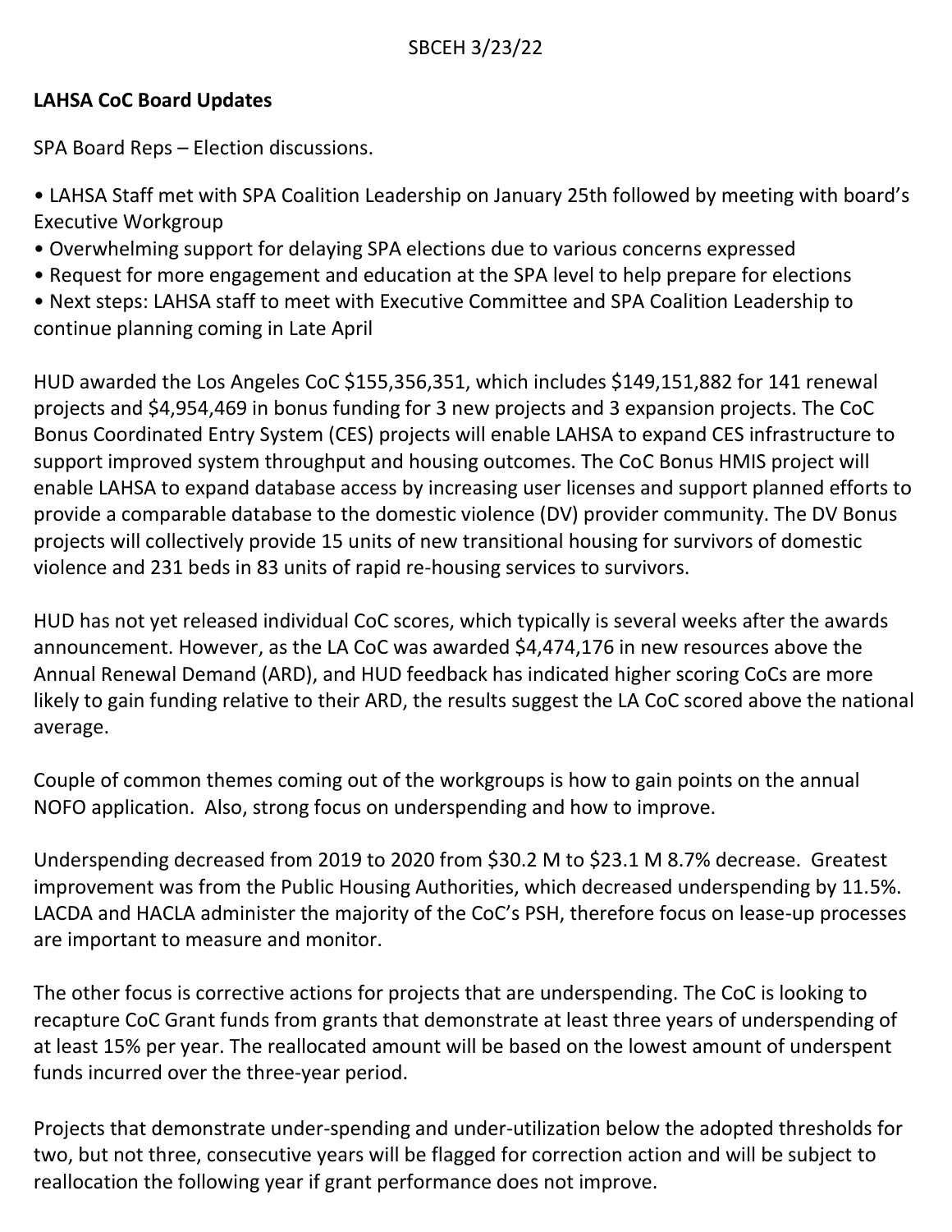SBCEH 3/23/22

**LAHSA CoC Board Updates**

SPA Board Reps – Election discussions.

- LAHSA Staff met with SPA Coalition Leadership on January 25th followed by meeting with board's Executive Workgroup
- Overwhelming support for delaying SPA elections due to various concerns expressed
- Request for more engagement and education at the SPA level to help prepare for elections
- Next steps: LAHSA staff to meet with Executive Committee and SPA Coalition Leadership to continue planning coming in Late April

HUD awarded the Los Angeles CoC $155,356,351, which includes $149,151,882 for 141 renewal projects and $4,954,469 in bonus funding for 3 new projects and 3 expansion projects. The CoC Bonus Coordinated Entry System (CES) projects will enable LAHSA to expand CES infrastructure to support improved system throughput and housing outcomes. The CoC Bonus HMIS project will enable LAHSA to expand database access by increasing user licenses and support planned efforts to provide a comparable database to the domestic violence (DV) provider community. The DV Bonus projects will collectively provide 15 units of new transitional housing for survivors of domestic violence and 231 beds in 83 units of rapid re-housing services to survivors.

HUD has not yet released individual CoC scores, which typically is several weeks after the awards announcement. However, as the LA CoC was awarded $4,474,176 in new resources above the Annual Renewal Demand (ARD), and HUD feedback has indicated higher scoring CoCs are more likely to gain funding relative to their ARD, the results suggest the LA CoC scored above the national average.

Couple of common themes coming out of the workgroups is how to gain points on the annual NOFO application. Also, strong focus on underspending and how to improve.

Underspending decreased from 2019 to 2020 from $30.2 M to $23.1 M 8.7% decrease. Greatest improvement was from the Public Housing Authorities, which decreased underspending by 11.5%. LACDA and HACLA administer the majority of the CoC's PSH, therefore focus on lease-up processes are important to measure and monitor.

The other focus is corrective actions for projects that are underspending. The CoC is looking to recapture CoC Grant funds from grants that demonstrate at least three years of underspending of at least 15% per year. The reallocated amount will be based on the lowest amount of underspent funds incurred over the three-year period.

Projects that demonstrate under-spending and under-utilization below the adopted thresholds for two, but not three, consecutive years will be flagged for correction action and will be subject to reallocation the following year if grant performance does not improve.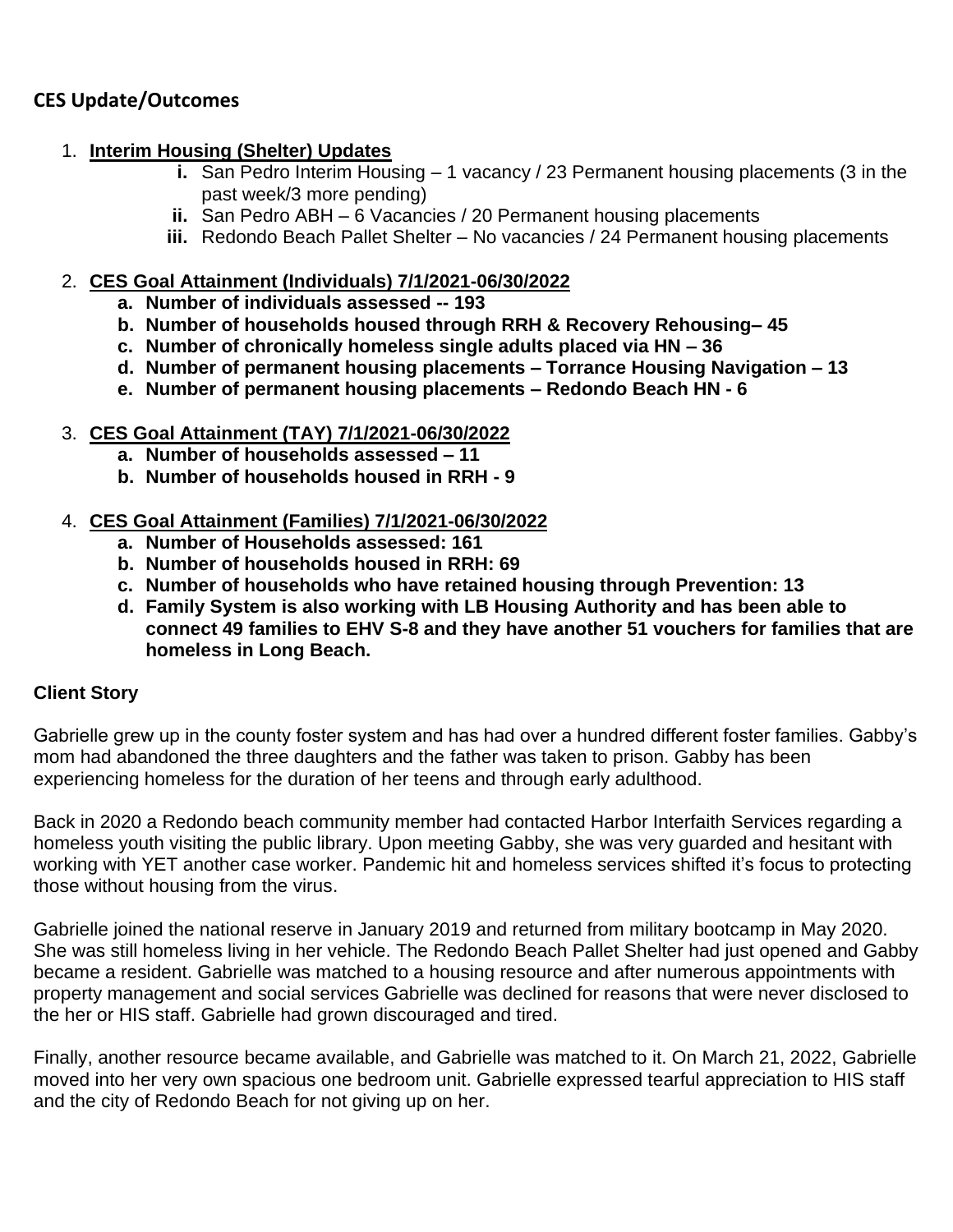## CES Update/Outcomes

1. **Interim Housing (Shelter) Updates**
   i. San Pedro Interim Housing – 1 vacancy / 23 Permanent housing placements (3 in the past week/3 more pending)
   ii. San Pedro ABH – 6 Vacancies / 20 Permanent housing placements
   iii. Redondo Beach Pallet Shelter – No vacancies / 24 Permanent housing placements

2. **CES Goal Attainment (Individuals) 7/1/2021-06/30/2022**
   a. **Number of individuals assessed -- 193**
   b. **Number of households housed through RRH & Recovery Rehousing– 45**
   c. **Number of chronically homeless single adults placed via HN – 36**
   d. **Number of permanent housing placements – Torrance Housing Navigation – 13**
   e. **Number of permanent housing placements – Redondo Beach HN - 6**

3. **CES Goal Attainment (TAY) 7/1/2021-06/30/2022**
   a. **Number of households assessed – 11**
   b. **Number of households housed in RRH - 9**

4. **CES Goal Attainment (Families) 7/1/2021-06/30/2022**
   a. **Number of Households assessed: 161**
   b. **Number of households housed in RRH: 69**
   c. **Number of households who have retained housing through Prevention: 13**
   d. **Family System is also working with LB Housing Authority and has been able to connect 49 families to EHV S-8 and they have another 51 vouchers for families that are homeless in Long Beach.**

**Client Story**

Gabrielle grew up in the county foster system and has had over a hundred different foster families. Gabby's mom had abandoned the three daughters and the father was taken to prison. Gabby has been experiencing homeless for the duration of her teens and through early adulthood.

Back in 2020 a Redondo beach community member had contacted Harbor Interfaith Services regarding a homeless youth visiting the public library. Upon meeting Gabby, she was very guarded and hesitant with working with YET another case worker. Pandemic hit and homeless services shifted it's focus to protecting those without housing from the virus.

Gabrielle joined the national reserve in January 2019 and returned from military bootcamp in May 2020. She was still homeless living in her vehicle. The Redondo Beach Pallet Shelter had just opened and Gabby became a resident. Gabrielle was matched to a housing resource and after numerous appointments with property management and social services Gabrielle was declined for reasons that were never disclosed to the her or HIS staff. Gabrielle had grown discouraged and tired.

Finally, another resource became available, and Gabrielle was matched to it. On March 21, 2022, Gabrielle moved into her very own spacious one bedroom unit. Gabrielle expressed tearful appreciation to HIS staff and the city of Redondo Beach for not giving up on her.